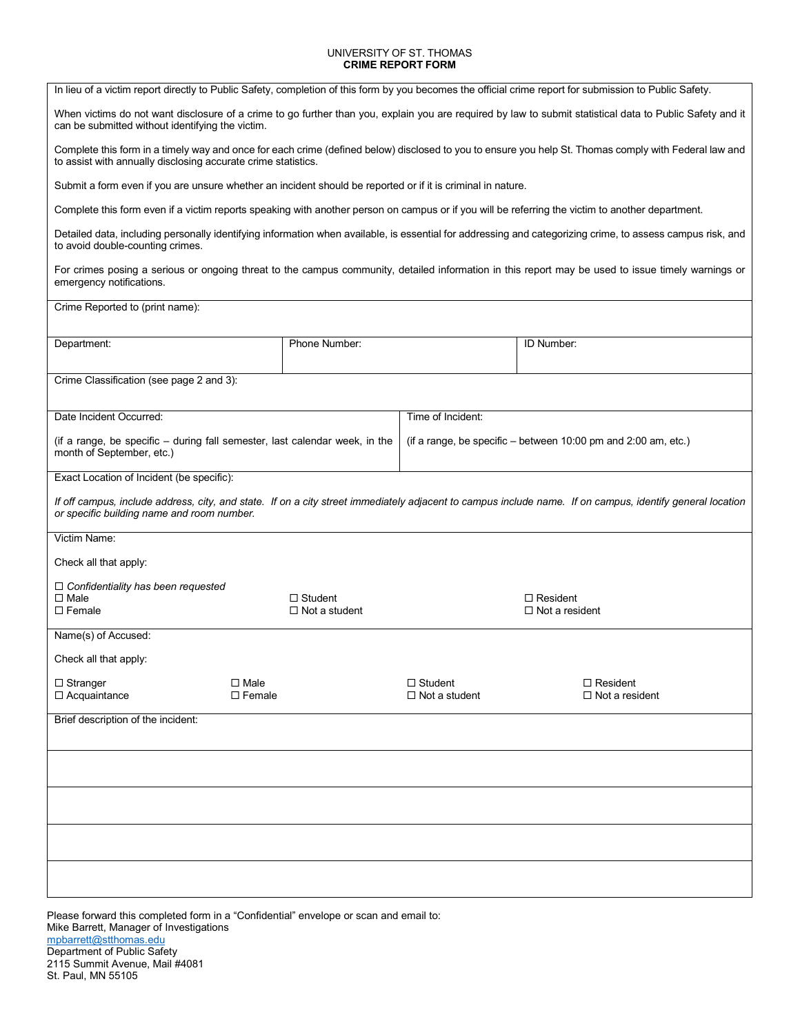UNIVERSITY OF ST. THOMAS

# CRIME REPORT FORM

In lieu of a victim report directly to Public Safety, completion of this form by you becomes the official crime report for submission to Public Safety.

When victims do not want disclosure of a crime to go further than you, explain you are required by law to submit statistical data to Public Safety and it can be submitted without identifying the victim.

Complete this form in a timely way and once for each crime (defined below) disclosed to you to ensure you help St. Thomas comply with Federal law and to assist with annually disclosing accurate crime statistics.

Submit a form even if you are unsure whether an incident should be reported or if it is criminal in nature.

Complete this form even if a victim reports speaking with another person on campus or if you will be referring the victim to another department.

Detailed data, including personally identifying information when available, is essential for addressing and categorizing crime, to assess campus risk, and to avoid double-counting crimes.

For crimes posing a serious or ongoing threat to the campus community, detailed information in this report may be used to issue timely warnings or emergency notifications.

Crime Reported to (print name):

| Department: | Phone Number: | ID Number: |
|---|---|---|
| | | |

Crime Classification (see page 2 and 3):

| Date Incident Occurred: | Time of Incident: |
|---|---|
| (if a range, be specific – during fall semester, last calendar week, in the month of September, etc.) | (if a range, be specific – between 10:00 pm and 2:00 am, etc.) |

Exact Location of Incident (be specific):

*If off campus, include address, city, and state. If on a city street immediately adjacent to campus include name. If on campus, identify general location or specific building name and room number.*

Victim Name:

Check all that apply:

☐ *Confidentiality has been requested*

| | | |
|---|---|---|
| ☐ Male | ☐ Student | ☐ Resident |
| ☐ Female | ☐ Not a student | ☐ Not a resident |

Name(s) of Accused:

Check all that apply:

| | | | |
|---|---|---|---|
| ☐ Stranger | ☐ Male | ☐ Student | ☐ Resident |
| ☐ Acquaintance | ☐ Female | ☐ Not a student | ☐ Not a resident |

Brief description of the incident:

Please forward this completed form in a "Confidential" envelope or scan and email to:
Mike Barrett, Manager of Investigations
mpbarrett@stthomas.edu
Department of Public Safety
2115 Summit Avenue, Mail #4081
St. Paul, MN 55105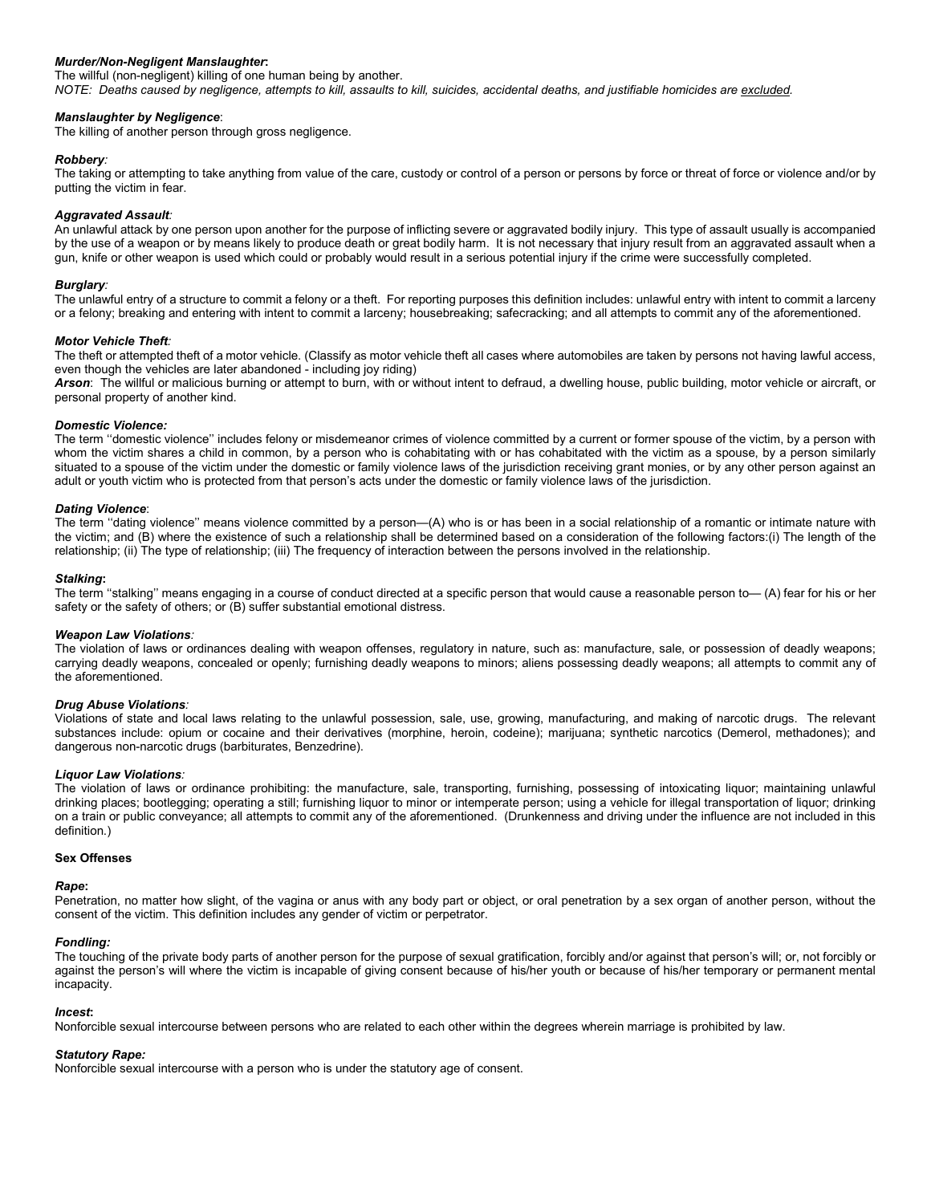***Murder/Non-Negligent Manslaughter*:**
The willful (non-negligent) killing of one human being by another.
*NOTE: Deaths caused by negligence, attempts to kill, assaults to kill, suicides, accidental deaths, and justifiable homicides are excluded.*

***Manslaughter by Negligence***:
The killing of another person through gross negligence.

***Robbery:***
The taking or attempting to take anything from value of the care, custody or control of a person or persons by force or threat of force or violence and/or by putting the victim in fear.

***Aggravated Assault:***
An unlawful attack by one person upon another for the purpose of inflicting severe or aggravated bodily injury. This type of assault usually is accompanied by the use of a weapon or by means likely to produce death or great bodily harm. It is not necessary that injury result from an aggravated assault when a gun, knife or other weapon is used which could or probably would result in a serious potential injury if the crime were successfully completed.

***Burglary:***
The unlawful entry of a structure to commit a felony or a theft. For reporting purposes this definition includes: unlawful entry with intent to commit a larceny or a felony; breaking and entering with intent to commit a larceny; housebreaking; safecracking; and all attempts to commit any of the aforementioned.

***Motor Vehicle Theft:***
The theft or attempted theft of a motor vehicle. (Classify as motor vehicle theft all cases where automobiles are taken by persons not having lawful access, even though the vehicles are later abandoned - including joy riding)
***Arson***: The willful or malicious burning or attempt to burn, with or without intent to defraud, a dwelling house, public building, motor vehicle or aircraft, or personal property of another kind.

***Domestic Violence:***
The term ''domestic violence'' includes felony or misdemeanor crimes of violence committed by a current or former spouse of the victim, by a person with whom the victim shares a child in common, by a person who is cohabitating with or has cohabitated with the victim as a spouse, by a person similarly situated to a spouse of the victim under the domestic or family violence laws of the jurisdiction receiving grant monies, or by any other person against an adult or youth victim who is protected from that person's acts under the domestic or family violence laws of the jurisdiction.

***Dating Violence***:
The term ''dating violence'' means violence committed by a person—(A) who is or has been in a social relationship of a romantic or intimate nature with the victim; and (B) where the existence of such a relationship shall be determined based on a consideration of the following factors:(i) The length of the relationship; (ii) The type of relationship; (iii) The frequency of interaction between the persons involved in the relationship.

***Stalking*:**
The term ''stalking'' means engaging in a course of conduct directed at a specific person that would cause a reasonable person to— (A) fear for his or her safety or the safety of others; or (B) suffer substantial emotional distress.

***Weapon Law Violations:***
The violation of laws or ordinances dealing with weapon offenses, regulatory in nature, such as: manufacture, sale, or possession of deadly weapons; carrying deadly weapons, concealed or openly; furnishing deadly weapons to minors; aliens possessing deadly weapons; all attempts to commit any of the aforementioned.

***Drug Abuse Violations:***
Violations of state and local laws relating to the unlawful possession, sale, use, growing, manufacturing, and making of narcotic drugs. The relevant substances include: opium or cocaine and their derivatives (morphine, heroin, codeine); marijuana; synthetic narcotics (Demerol, methadones); and dangerous non-narcotic drugs (barbiturates, Benzedrine).

***Liquor Law Violations:***
The violation of laws or ordinance prohibiting: the manufacture, sale, transporting, furnishing, possessing of intoxicating liquor; maintaining unlawful drinking places; bootlegging; operating a still; furnishing liquor to minor or intemperate person; using a vehicle for illegal transportation of liquor; drinking on a train or public conveyance; all attempts to commit any of the aforementioned. (Drunkenness and driving under the influence are not included in this definition.)

**Sex Offenses**

***Rape*:**
Penetration, no matter how slight, of the vagina or anus with any body part or object, or oral penetration by a sex organ of another person, without the consent of the victim. This definition includes any gender of victim or perpetrator.

***Fondling:***
The touching of the private body parts of another person for the purpose of sexual gratification, forcibly and/or against that person's will; or, not forcibly or against the person's will where the victim is incapable of giving consent because of his/her youth or because of his/her temporary or permanent mental incapacity.

***Incest*:**
Nonforcible sexual intercourse between persons who are related to each other within the degrees wherein marriage is prohibited by law.

***Statutory Rape:***
Nonforcible sexual intercourse with a person who is under the statutory age of consent.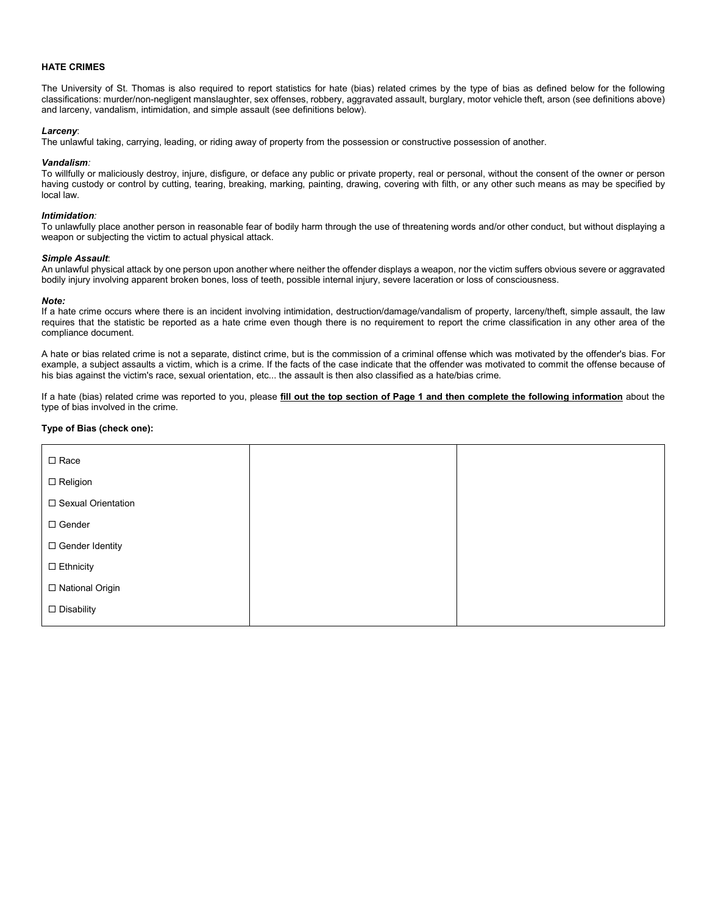### HATE CRIMES

The University of St. Thomas is also required to report statistics for hate (bias) related crimes by the type of bias as defined below for the following classifications: murder/non-negligent manslaughter, sex offenses, robbery, aggravated assault, burglary, motor vehicle theft, arson (see definitions above) and larceny, vandalism, intimidation, and simple assault (see definitions below).

***Larceny***:
The unlawful taking, carrying, leading, or riding away of property from the possession or constructive possession of another.

***Vandalism**:*
To willfully or maliciously destroy, injure, disfigure, or deface any public or private property, real or personal, without the consent of the owner or person having custody or control by cutting, tearing, breaking, marking, painting, drawing, covering with filth, or any other such means as may be specified by local law.

***Intimidation**:*
To unlawfully place another person in reasonable fear of bodily harm through the use of threatening words and/or other conduct, but without displaying a weapon or subjecting the victim to actual physical attack.

***Simple Assault***:
An unlawful physical attack by one person upon another where neither the offender displays a weapon, nor the victim suffers obvious severe or aggravated bodily injury involving apparent broken bones, loss of teeth, possible internal injury, severe laceration or loss of consciousness.

***Note:***
If a hate crime occurs where there is an incident involving intimidation, destruction/damage/vandalism of property, larceny/theft, simple assault, the law requires that the statistic be reported as a hate crime even though there is no requirement to report the crime classification in any other area of the compliance document.

A hate or bias related crime is not a separate, distinct crime, but is the commission of a criminal offense which was motivated by the offender's bias. For example, a subject assaults a victim, which is a crime. If the facts of the case indicate that the offender was motivated to commit the offense because of his bias against the victim's race, sexual orientation, etc... the assault is then also classified as a hate/bias crime.

If a hate (bias) related crime was reported to you, please **<u>fill out the top section of Page 1 and then complete the following information</u>** about the type of bias involved in the crime.

**Type of Bias (check one):**

| | | |
|---|---|---|
| ☐ Race<br>☐ Religion<br>☐ Sexual Orientation<br>☐ Gender<br>☐ Gender Identity<br>☐ Ethnicity<br>☐ National Origin<br>☐ Disability | | |